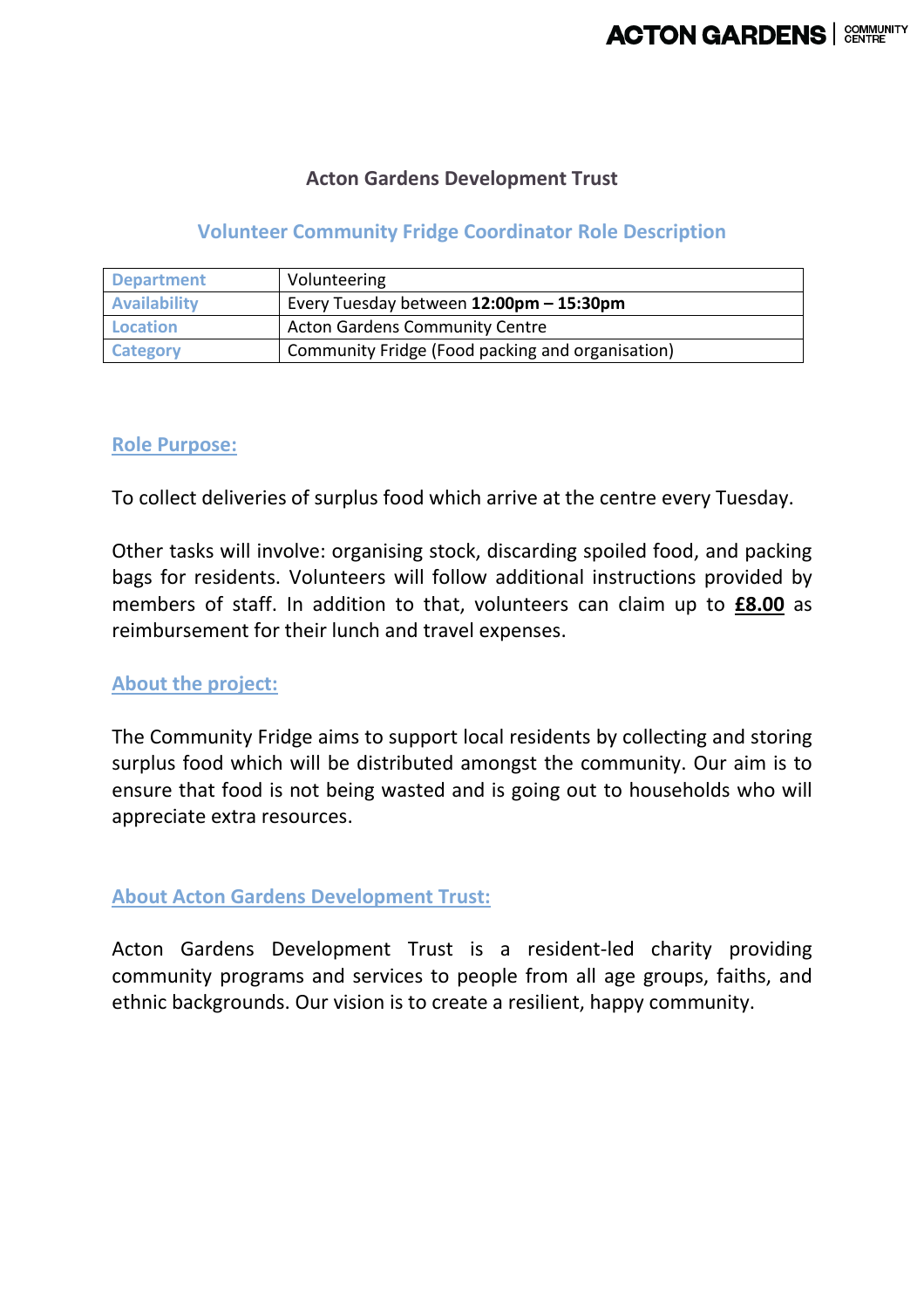# Acton Gardens Development Trust

## Volunteer Community Fridge Coordinator Role Description

| Department | Volunteering |
|---|---|
| Availability | Every Tuesday between **12:00pm – 15:30pm** |
| Location | Acton Gardens Community Centre |
| Category | Community Fridge (Food packing and organisation) |

### Role Purpose:

To collect deliveries of surplus food which arrive at the centre every Tuesday.

Other tasks will involve: organising stock, discarding spoiled food, and packing bags for residents. Volunteers will follow additional instructions provided by members of staff. In addition to that, volunteers can claim up to **£8.00** as reimbursement for their lunch and travel expenses.

### About the project:

The Community Fridge aims to support local residents by collecting and storing surplus food which will be distributed amongst the community. Our aim is to ensure that food is not being wasted and is going out to households who will appreciate extra resources.

### About Acton Gardens Development Trust:

Acton Gardens Development Trust is a resident-led charity providing community programs and services to people from all age groups, faiths, and ethnic backgrounds. Our vision is to create a resilient, happy community.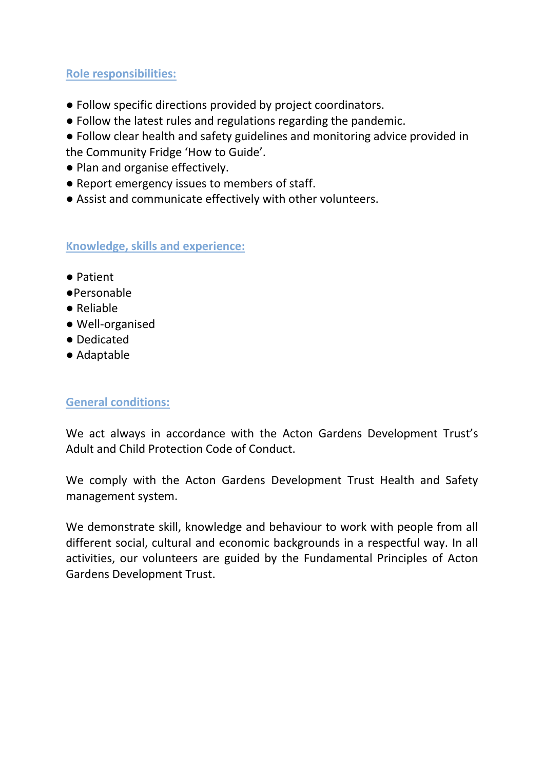## Role responsibilities:

- Follow specific directions provided by project coordinators.
- Follow the latest rules and regulations regarding the pandemic.
- Follow clear health and safety guidelines and monitoring advice provided in the Community Fridge 'How to Guide'.
- Plan and organise effectively.
- Report emergency issues to members of staff.
- Assist and communicate effectively with other volunteers.

## Knowledge, skills and experience:

- Patient
- Personable
- Reliable
- Well-organised
- Dedicated
- Adaptable

## General conditions:

We act always in accordance with the Acton Gardens Development Trust's Adult and Child Protection Code of Conduct.

We comply with the Acton Gardens Development Trust Health and Safety management system.

We demonstrate skill, knowledge and behaviour to work with people from all different social, cultural and economic backgrounds in a respectful way. In all activities, our volunteers are guided by the Fundamental Principles of Acton Gardens Development Trust.